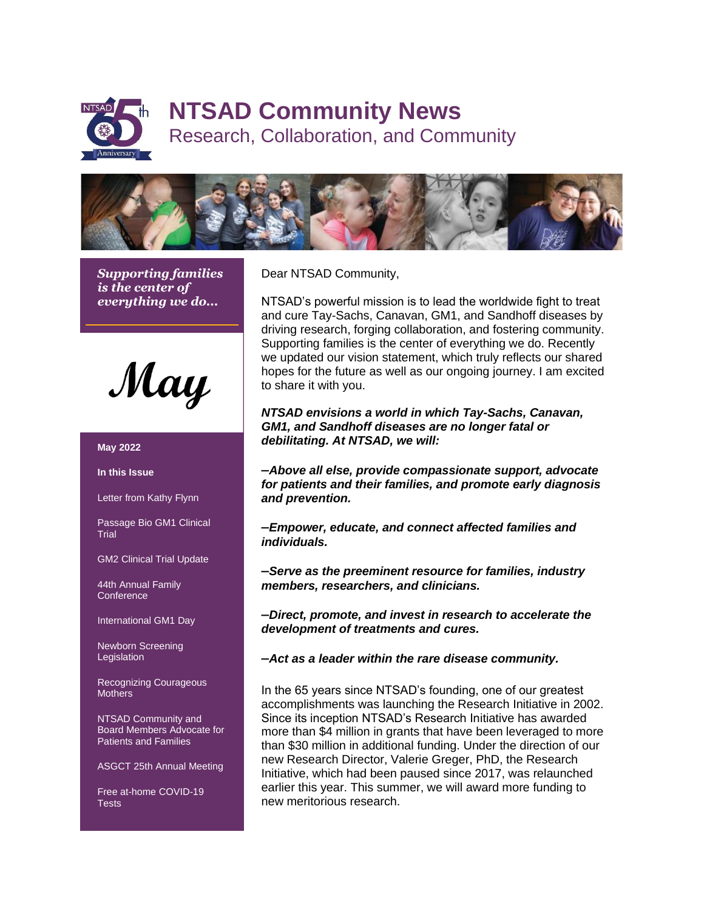# NTSAD Community News

## Research, Collaboration, and Community

***Supporting families is the center of everything we do…***

**May**

**May 2022**

**In this Issue**

- Letter from Kathy Flynn
- Passage Bio GM1 Clinical Trial
- GM2 Clinical Trial Update
- 44th Annual Family Conference
- International GM1 Day
- Newborn Screening Legislation
- Recognizing Courageous Mothers
- NTSAD Community and Board Members Advocate for Patients and Families
- ASGCT 25th Annual Meeting
- Free at-home COVID-19 Tests

Dear NTSAD Community,

NTSAD's powerful mission is to lead the worldwide fight to treat and cure Tay-Sachs, Canavan, GM1, and Sandhoff diseases by driving research, forging collaboration, and fostering community. Supporting families is the center of everything we do. Recently we updated our vision statement, which truly reflects our shared hopes for the future as well as our ongoing journey. I am excited to share it with you.

***NTSAD envisions a world in which Tay-Sachs, Canavan, GM1, and Sandhoff diseases are no longer fatal or debilitating. At NTSAD, we will:***

***–Above all else, provide compassionate support, advocate for patients and their families, and promote early diagnosis and prevention.***

***–Empower, educate, and connect affected families and individuals.***

***–Serve as the preeminent resource for families, industry members, researchers, and clinicians.***

***–Direct, promote, and invest in research to accelerate the development of treatments and cures.***

***–Act as a leader within the rare disease community.***

In the 65 years since NTSAD's founding, one of our greatest accomplishments was launching the Research Initiative in 2002. Since its inception NTSAD's Research Initiative has awarded more than $4 million in grants that have been leveraged to more than $30 million in additional funding. Under the direction of our new Research Director, Valerie Greger, PhD, the Research Initiative, which had been paused since 2017, was relaunched earlier this year. This summer, we will award more funding to new meritorious research.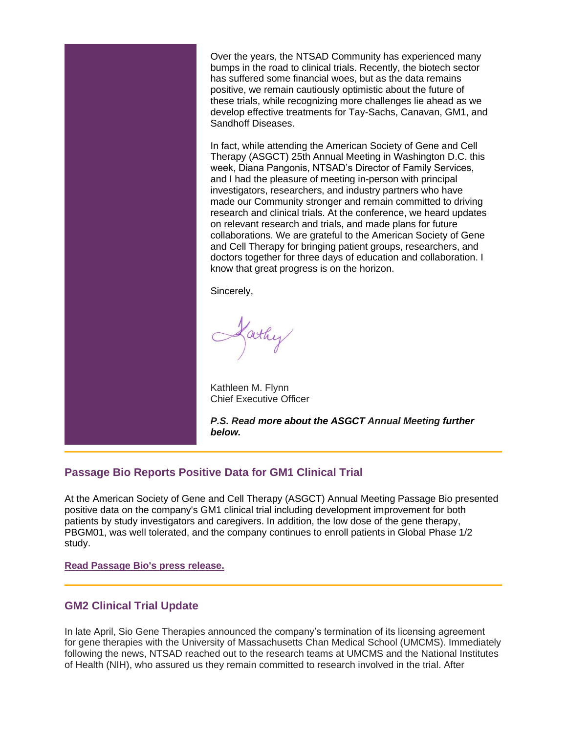Over the years, the NTSAD Community has experienced many bumps in the road to clinical trials. Recently, the biotech sector has suffered some financial woes, but as the data remains positive, we remain cautiously optimistic about the future of these trials, while recognizing more challenges lie ahead as we develop effective treatments for Tay-Sachs, Canavan, GM1, and Sandhoff Diseases.

In fact, while attending the American Society of Gene and Cell Therapy (ASGCT) 25th Annual Meeting in Washington D.C. this week, Diana Pangonis, NTSAD's Director of Family Services, and I had the pleasure of meeting in-person with principal investigators, researchers, and industry partners who have made our Community stronger and remain committed to driving research and clinical trials. At the conference, we heard updates on relevant research and trials, and made plans for future collaborations. We are grateful to the American Society of Gene and Cell Therapy for bringing patient groups, researchers, and doctors together for three days of education and collaboration. I know that great progress is on the horizon.

Sincerely,

Kathy

Kathleen M. Flynn
Chief Executive Officer

***P.S. Read more about the ASGCT Annual Meeting further below.***

## Passage Bio Reports Positive Data for GM1 Clinical Trial

At the American Society of Gene and Cell Therapy (ASGCT) Annual Meeting Passage Bio presented positive data on the company's GM1 clinical trial including development improvement for both patients by study investigators and caregivers. In addition, the low dose of the gene therapy, PBGM01, was well tolerated, and the company continues to enroll patients in Global Phase 1/2 study.

**Read Passage Bio's press release.**

## GM2 Clinical Trial Update

In late April, Sio Gene Therapies announced the company's termination of its licensing agreement for gene therapies with the University of Massachusetts Chan Medical School (UMCMS). Immediately following the news, NTSAD reached out to the research teams at UMCMS and the National Institutes of Health (NIH), who assured us they remain committed to research involved in the trial. After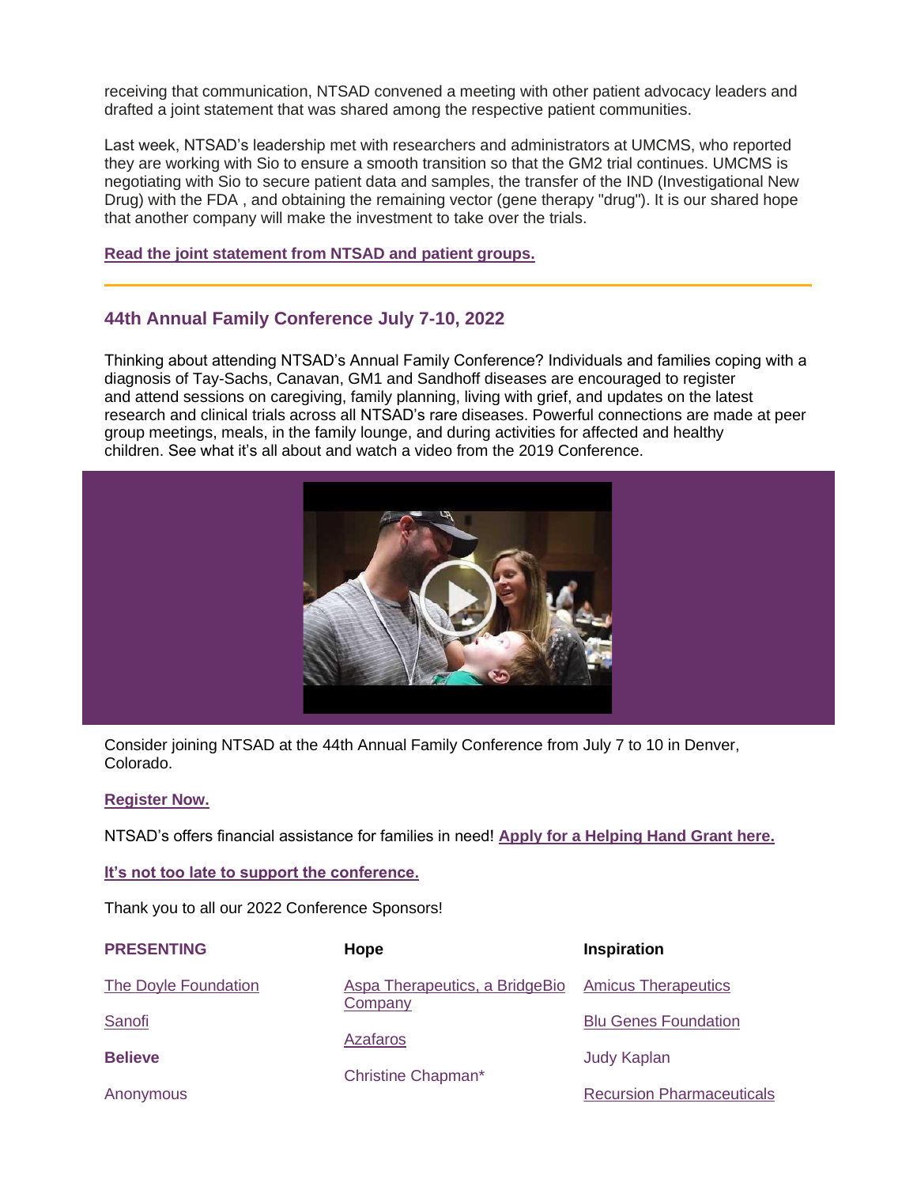receiving that communication, NTSAD convened a meeting with other patient advocacy leaders and drafted a joint statement that was shared among the respective patient communities.

Last week, NTSAD's leadership met with researchers and administrators at UMCMS, who reported they are working with Sio to ensure a smooth transition so that the GM2 trial continues. UMCMS is negotiating with Sio to secure patient data and samples, the transfer of the IND (Investigational New Drug) with the FDA , and obtaining the remaining vector (gene therapy "drug"). It is our shared hope that another company will make the investment to take over the trials.

**Read the joint statement from NTSAD and patient groups.**

---

## 44th Annual Family Conference July 7-10, 2022

Thinking about attending NTSAD's Annual Family Conference? Individuals and families coping with a diagnosis of Tay-Sachs, Canavan, GM1 and Sandhoff diseases are encouraged to register and attend sessions on caregiving, family planning, living with grief, and updates on the latest research and clinical trials across all NTSAD's rare diseases. Powerful connections are made at peer group meetings, meals, in the family lounge, and during activities for affected and healthy children. See what it's all about and watch a video from the 2019 Conference.

Consider joining NTSAD at the 44th Annual Family Conference from July 7 to 10 in Denver, Colorado.

**Register Now.**

NTSAD's offers financial assistance for families in need! **Apply for a Helping Hand Grant here.**

**It's not too late to support the conference.**

Thank you to all our 2022 Conference Sponsors!

**PRESENTING**

The Doyle Foundation

Sanofi

**Believe**

Anonymous

**Hope**

Aspa Therapeutics, a BridgeBio Company

Azafaros

Christine Chapman*

**Inspiration**

Amicus Therapeutics

Blu Genes Foundation

Judy Kaplan

Recursion Pharmaceuticals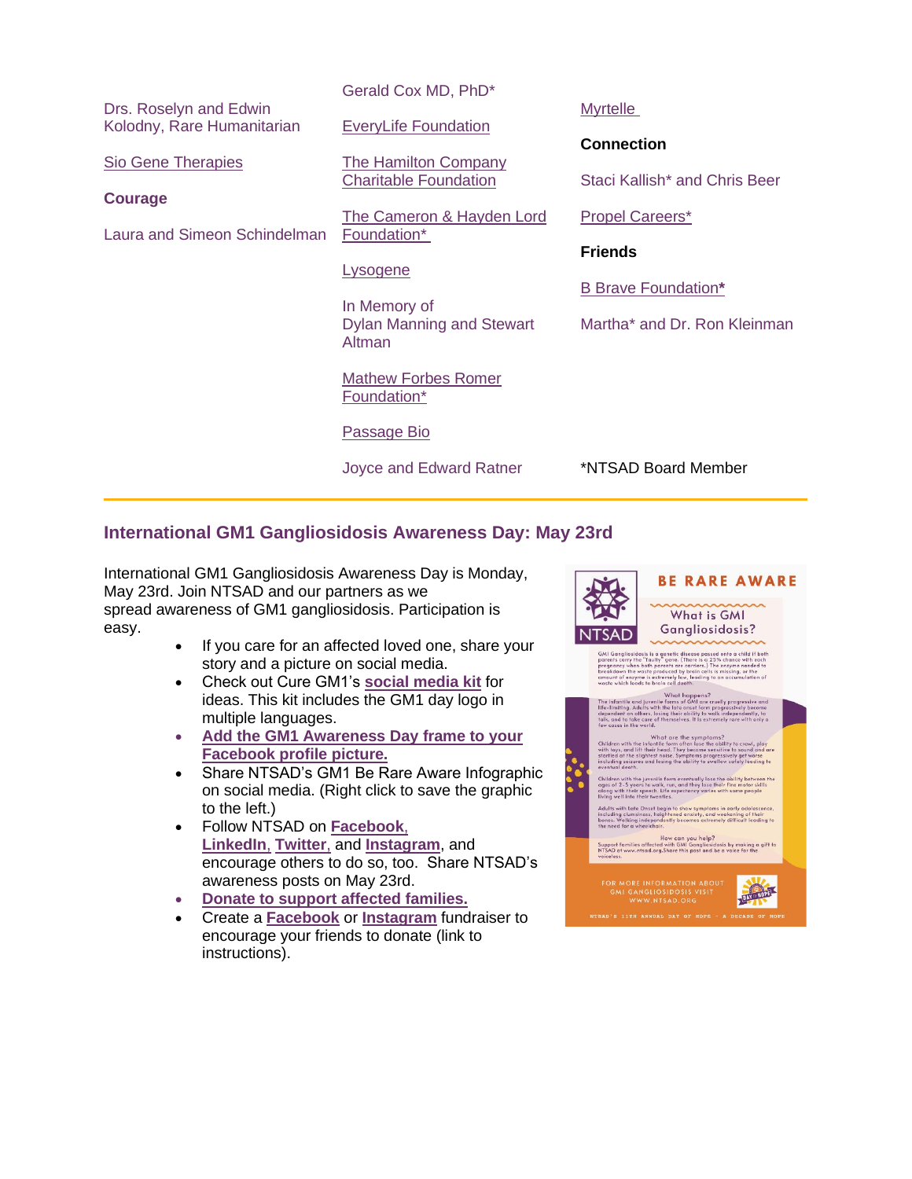Drs. Roselyn and Edwin Kolodny, Rare Humanitarian

Sio Gene Therapies

**Courage**

Laura and Simeon Schindelman

Gerald Cox MD, PhD*

EveryLife Foundation

The Hamilton Company Charitable Foundation

The Cameron & Hayden Lord Foundation*

Lysogene

In Memory of Dylan Manning and Stewart Altman

Mathew Forbes Romer Foundation*

Passage Bio

Joyce and Edward Ratner

Myrtelle

**Connection**

Staci Kallish* and Chris Beer

Propel Careers*

**Friends**

B Brave Foundation*

Martha* and Dr. Ron Kleinman

*NTSAD Board Member

---

## International GM1 Gangliosidosis Awareness Day: May 23rd

International GM1 Gangliosidosis Awareness Day is Monday, May 23rd. Join NTSAD and our partners as we spread awareness of GM1 gangliosidosis. Participation is easy.

- If you care for an affected loved one, share your story and a picture on social media.
- Check out Cure GM1's **social media kit** for ideas. This kit includes the GM1 day logo in multiple languages.
- **Add the GM1 Awareness Day frame to your Facebook profile picture.**
- Share NTSAD's GM1 Be Rare Aware Infographic on social media. (Right click to save the graphic to the left.)
- Follow NTSAD on **Facebook**, **LinkedIn**, **Twitter**, and **Instagram**, and encourage others to do so, too. Share NTSAD's awareness posts on May 23rd.
- **Donate to support affected families.**
- Create a **Facebook** or **Instagram** fundraiser to encourage your friends to donate (link to instructions).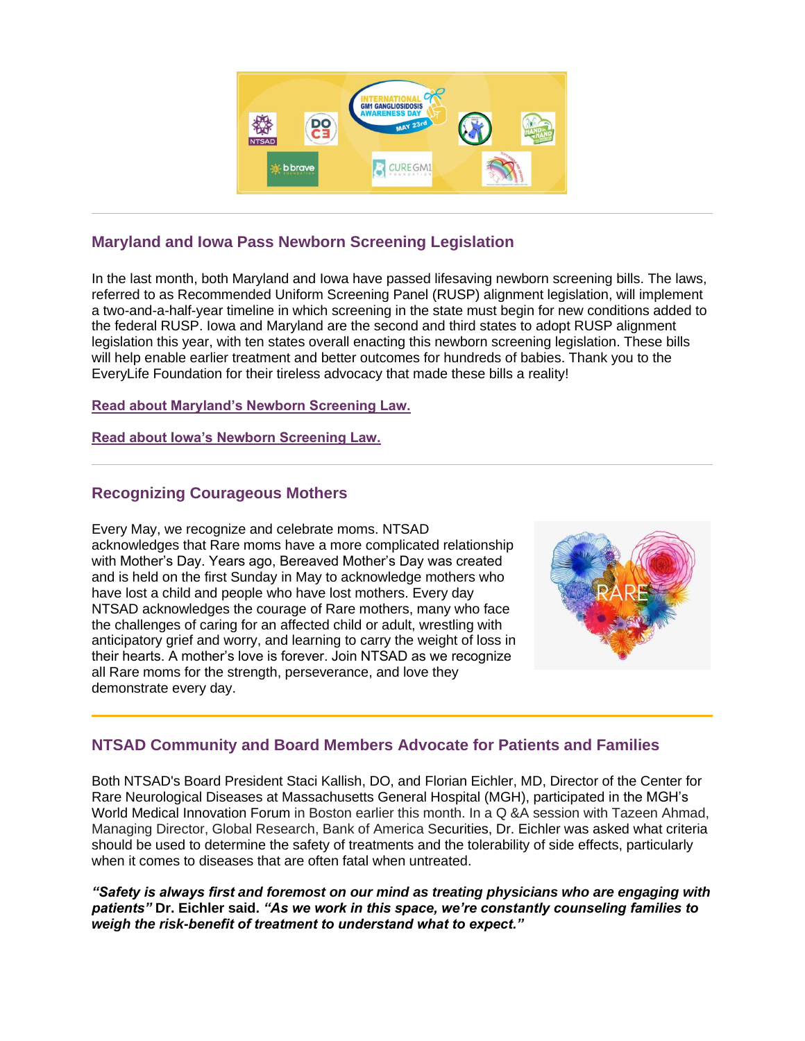## Maryland and Iowa Pass Newborn Screening Legislation

In the last month, both Maryland and Iowa have passed lifesaving newborn screening bills. The laws, referred to as Recommended Uniform Screening Panel (RUSP) alignment legislation, will implement a two-and-a-half-year timeline in which screening in the state must begin for new conditions added to the federal RUSP. Iowa and Maryland are the second and third states to adopt RUSP alignment legislation this year, with ten states overall enacting this newborn screening legislation. These bills will help enable earlier treatment and better outcomes for hundreds of babies. Thank you to the EveryLife Foundation for their tireless advocacy that made these bills a reality!

**Read about Maryland's Newborn Screening Law.**

**Read about Iowa's Newborn Screening Law.**

## Recognizing Courageous Mothers

Every May, we recognize and celebrate moms. NTSAD acknowledges that Rare moms have a more complicated relationship with Mother's Day. Years ago, Bereaved Mother's Day was created and is held on the first Sunday in May to acknowledge mothers who have lost a child and people who have lost mothers. Every day NTSAD acknowledges the courage of Rare mothers, many who face the challenges of caring for an affected child or adult, wrestling with anticipatory grief and worry, and learning to carry the weight of loss in their hearts. A mother's love is forever. Join NTSAD as we recognize all Rare moms for the strength, perseverance, and love they demonstrate every day.

## NTSAD Community and Board Members Advocate for Patients and Families

Both NTSAD's Board President Staci Kallish, DO, and Florian Eichler, MD, Director of the Center for Rare Neurological Diseases at Massachusetts General Hospital (MGH), participated in the MGH's World Medical Innovation Forum in Boston earlier this month. In a Q &A session with Tazeen Ahmad, Managing Director, Global Research, Bank of America Securities, Dr. Eichler was asked what criteria should be used to determine the safety of treatments and the tolerability of side effects, particularly when it comes to diseases that are often fatal when untreated.

***"Safety is always first and foremost on our mind as treating physicians who are engaging with patients"*** **Dr. Eichler said.** ***"As we work in this space, we're constantly counseling families to weigh the risk-benefit of treatment to understand what to expect."***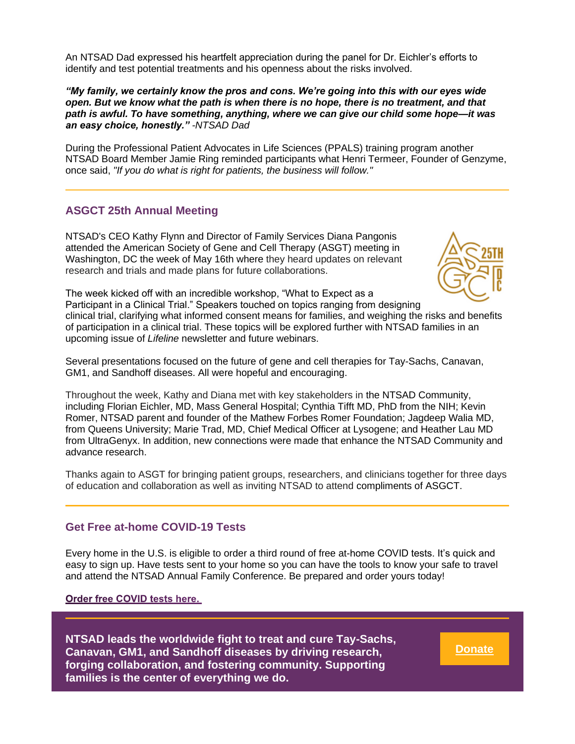An NTSAD Dad expressed his heartfelt appreciation during the panel for Dr. Eichler's efforts to identify and test potential treatments and his openness about the risks involved.

***"My family, we certainly know the pros and cons. We're going into this with our eyes wide open. But we know what the path is when there is no hope, there is no treatment, and that path is awful. To have something, anything, where we can give our child some hope—it was an easy choice, honestly."*** *-NTSAD Dad*

During the Professional Patient Advocates in Life Sciences (PPALS) training program another NTSAD Board Member Jamie Ring reminded participants what Henri Termeer, Founder of Genzyme, once said, *"If you do what is right for patients, the business will follow."*

## ASGCT 25th Annual Meeting

NTSAD's CEO Kathy Flynn and Director of Family Services Diana Pangonis attended the American Society of Gene and Cell Therapy (ASGT) meeting in Washington, DC the week of May 16th where they heard updates on relevant research and trials and made plans for future collaborations.

The week kicked off with an incredible workshop, "What to Expect as a Participant in a Clinical Trial." Speakers touched on topics ranging from designing clinical trial, clarifying what informed consent means for families, and weighing the risks and benefits of participation in a clinical trial. These topics will be explored further with NTSAD families in an upcoming issue of *Lifeline* newsletter and future webinars.

Several presentations focused on the future of gene and cell therapies for Tay-Sachs, Canavan, GM1, and Sandhoff diseases. All were hopeful and encouraging.

Throughout the week, Kathy and Diana met with key stakeholders in the NTSAD Community, including Florian Eichler, MD, Mass General Hospital; Cynthia Tifft MD, PhD from the NIH; Kevin Romer, NTSAD parent and founder of the Mathew Forbes Romer Foundation; Jagdeep Walia MD, from Queens University; Marie Trad, MD, Chief Medical Officer at Lysogene; and Heather Lau MD from UltraGenyx. In addition, new connections were made that enhance the NTSAD Community and advance research.

Thanks again to ASGT for bringing patient groups, researchers, and clinicians together for three days of education and collaboration as well as inviting NTSAD to attend compliments of ASGCT.

## Get Free at-home COVID-19 Tests

Every home in the U.S. is eligible to order a third round of free at-home COVID tests. It's quick and easy to sign up. Have tests sent to your home so you can have the tools to know your safe to travel and attend the NTSAD Annual Family Conference. Be prepared and order yours today!

**Order free COVID tests here.**

**NTSAD leads the worldwide fight to treat and cure Tay-Sachs, Canavan, GM1, and Sandhoff diseases by driving research, forging collaboration, and fostering community. Supporting families is the center of everything we do.**

**Donate**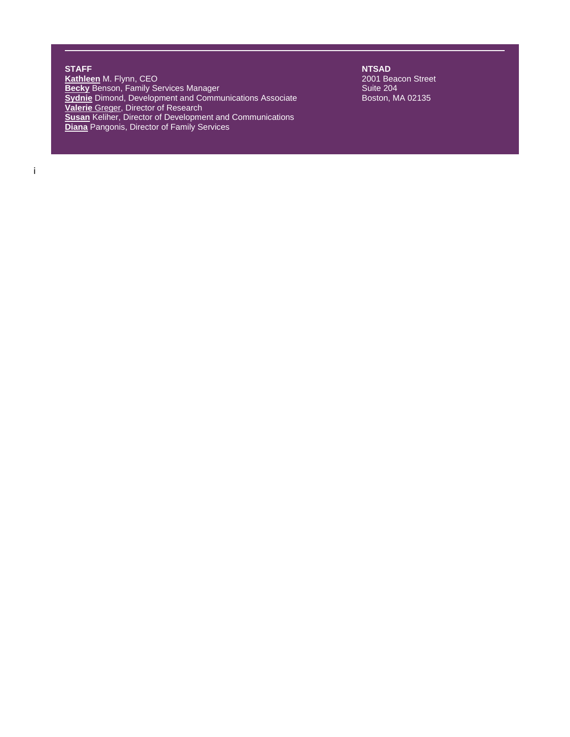**STAFF**

**Kathleen** M. Flynn, CEO
**Becky** Benson, Family Services Manager
**Sydnie** Dimond, Development and Communications Associate
**Valerie** Greger, Director of Research
**Susan** Keliher, Director of Development and Communications
**Diana** Pangonis, Director of Family Services

**NTSAD**

2001 Beacon Street
Suite 204
Boston, MA 02135